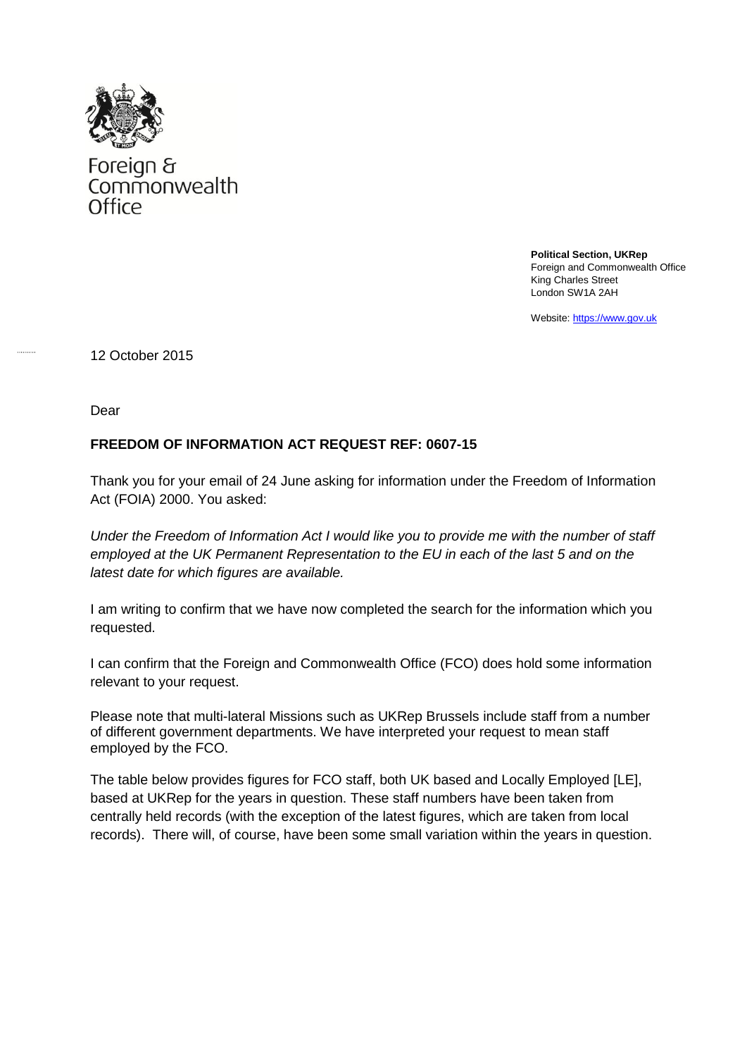Foreign & Commonwealth Office

**Political Section, UKRep**
Foreign and Commonwealth Office
King Charles Street
London SW1A 2AH

Website: https://www.gov.uk

12 October 2015

Dear

**FREEDOM OF INFORMATION ACT REQUEST REF: 0607-15**

Thank you for your email of 24 June asking for information under the Freedom of Information Act (FOIA) 2000. You asked:

*Under the Freedom of Information Act I would like you to provide me with the number of staff employed at the UK Permanent Representation to the EU in each of the last 5 and on the latest date for which figures are available.*

I am writing to confirm that we have now completed the search for the information which you requested.

I can confirm that the Foreign and Commonwealth Office (FCO) does hold some information relevant to your request.

Please note that multi-lateral Missions such as UKRep Brussels include staff from a number of different government departments. We have interpreted your request to mean staff employed by the FCO.

The table below provides figures for FCO staff, both UK based and Locally Employed [LE], based at UKRep for the years in question. These staff numbers have been taken from centrally held records (with the exception of the latest figures, which are taken from local records). There will, of course, have been some small variation within the years in question.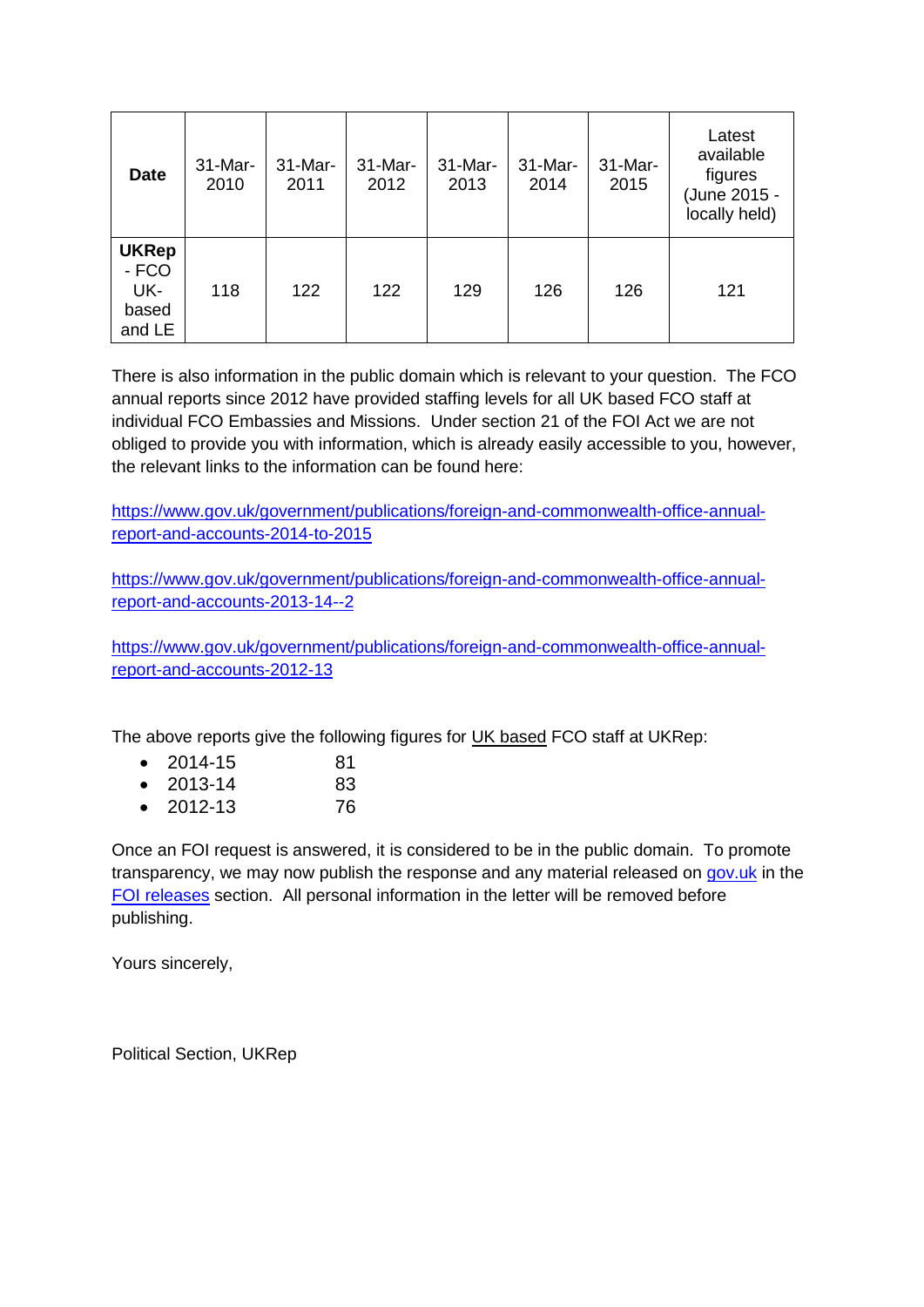| **Date** | 31-Mar-2010 | 31-Mar-2011 | 31-Mar-2012 | 31-Mar-2013 | 31-Mar-2014 | 31-Mar-2015 | Latest available figures (June 2015 - locally held) |
|---|---|---|---|---|---|---|---|
| **UKRep** - FCO UK-based and LE | 118 | 122 | 122 | 129 | 126 | 126 | 121 |

There is also information in the public domain which is relevant to your question. The FCO annual reports since 2012 have provided staffing levels for all UK based FCO staff at individual FCO Embassies and Missions. Under section 21 of the FOI Act we are not obliged to provide you with information, which is already easily accessible to you, however, the relevant links to the information can be found here:

https://www.gov.uk/government/publications/foreign-and-commonwealth-office-annual-report-and-accounts-2014-to-2015

https://www.gov.uk/government/publications/foreign-and-commonwealth-office-annual-report-and-accounts-2013-14--2

https://www.gov.uk/government/publications/foreign-and-commonwealth-office-annual-report-and-accounts-2012-13

The above reports give the following figures for UK based FCO staff at UKRep:

- 2014-15 81
- 2013-14 83
- 2012-13 76

Once an FOI request is answered, it is considered to be in the public domain. To promote transparency, we may now publish the response and any material released on gov.uk in the FOI releases section. All personal information in the letter will be removed before publishing.

Yours sincerely,

Political Section, UKRep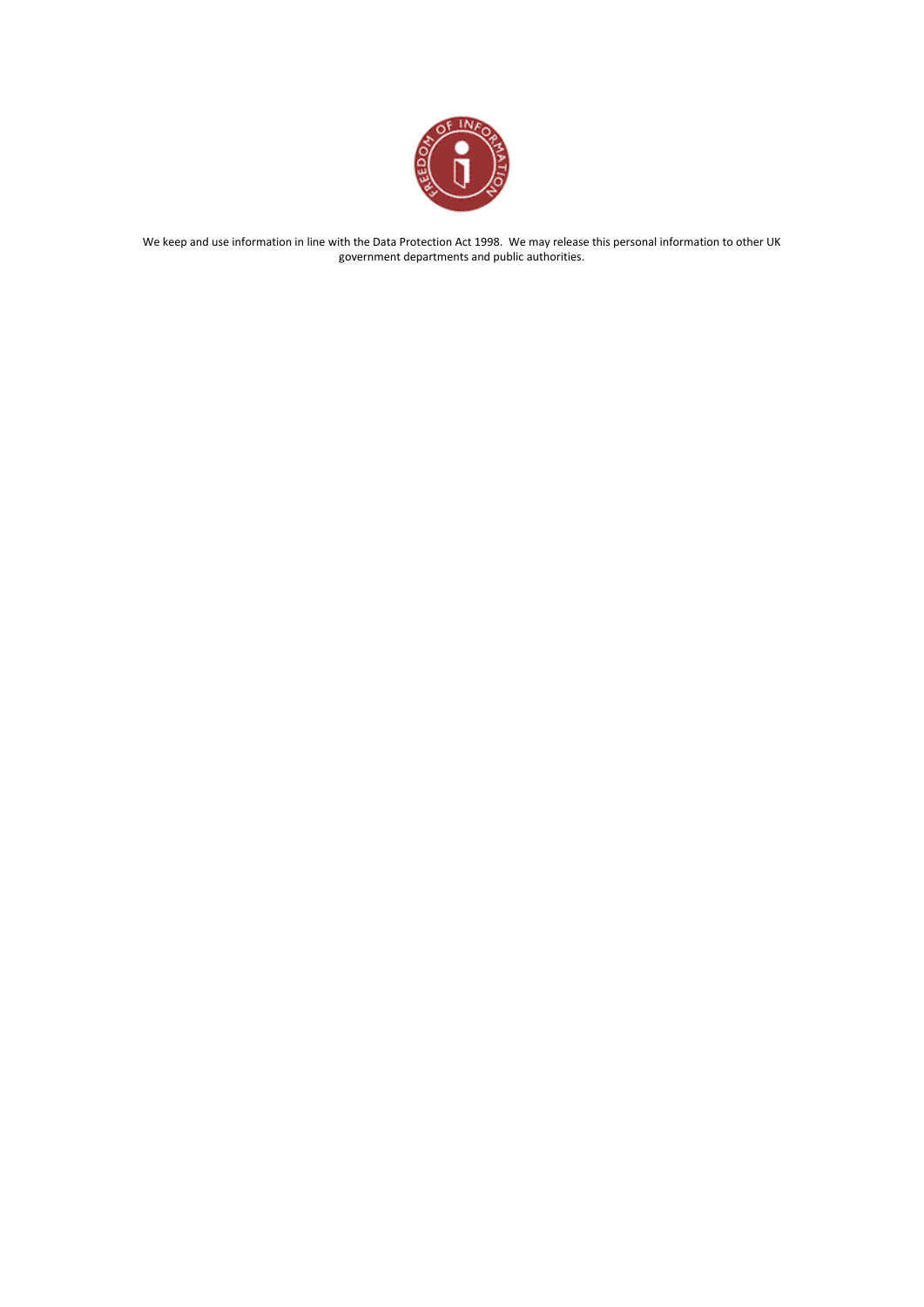We keep and use information in line with the Data Protection Act 1998. We may release this personal information to other UK government departments and public authorities.